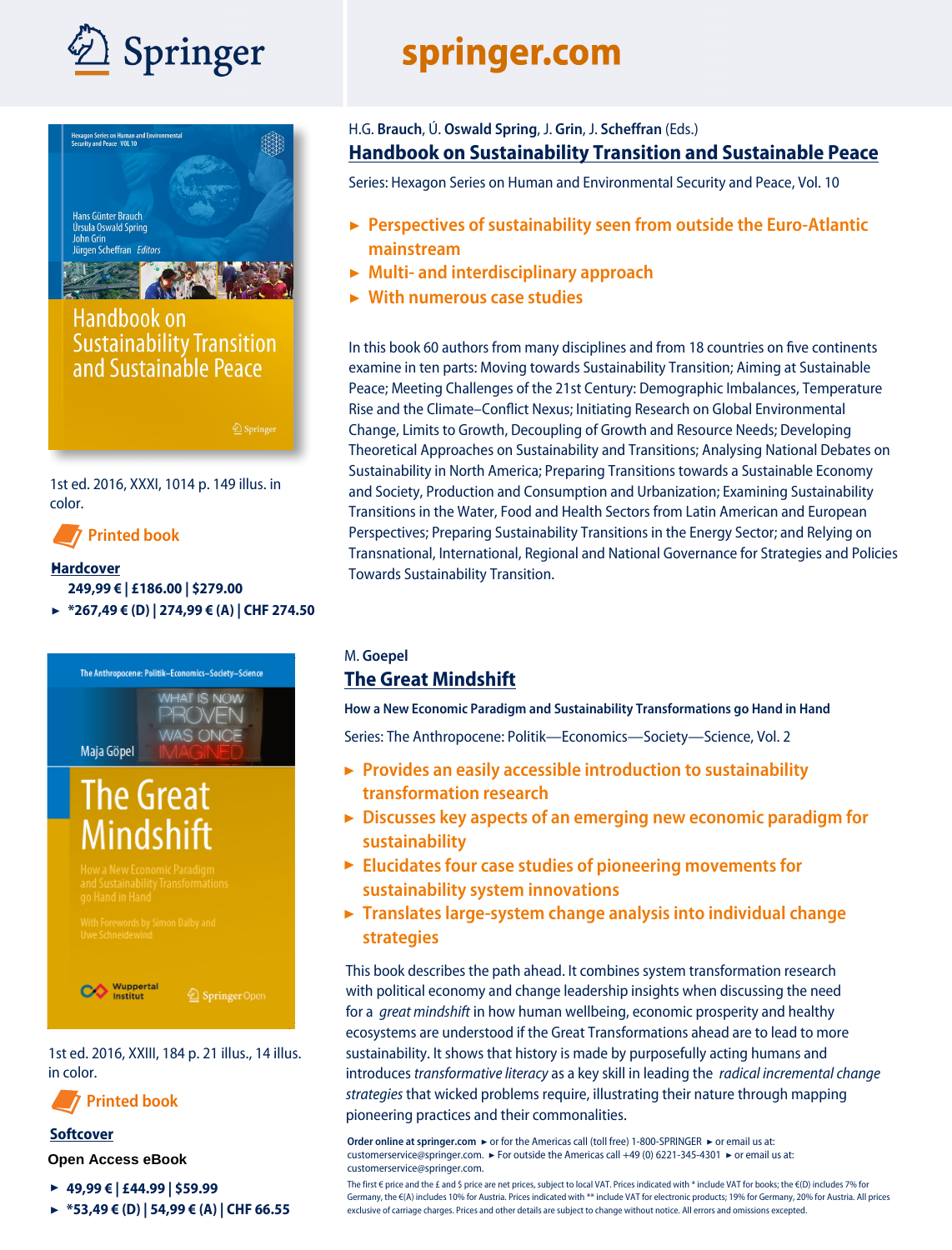Springer

springer.com

H.G. **Brauch**, Ú. **Oswald Spring**, J. **Grin**, J. **Scheffran** (Eds.)

## Handbook on Sustainability Transition and Sustainable Peace

Series: Hexagon Series on Human and Environmental Security and Peace, Vol. 10

- **Perspectives of sustainability seen from outside the Euro-Atlantic mainstream**
- **Multi- and interdisciplinary approach**
- **With numerous case studies**

In this book 60 authors from many disciplines and from 18 countries on five continents examine in ten parts: Moving towards Sustainability Transition; Aiming at Sustainable Peace; Meeting Challenges of the 21st Century: Demographic Imbalances, Temperature Rise and the Climate–Conflict Nexus; Initiating Research on Global Environmental Change, Limits to Growth, Decoupling of Growth and Resource Needs; Developing Theoretical Approaches on Sustainability and Transitions; Analysing National Debates on Sustainability in North America; Preparing Transitions towards a Sustainable Economy and Society, Production and Consumption and Urbanization; Examining Sustainability Transitions in the Water, Food and Health Sectors from Latin American and European Perspectives; Preparing Sustainability Transitions in the Energy Sector; and Relying on Transnational, International, Regional and National Governance for Strategies and Policies Towards Sustainability Transition.

1st ed. 2016, XXXI, 1014 p. 149 illus. in color.

**Printed book**

**Hardcover**

**249,99 € | £186.00 | $279.00**

- **\*267,49 € (D) | 274,99 € (A) | CHF 274.50**

M. **Goepel**

## The Great Mindshift

**How a New Economic Paradigm and Sustainability Transformations go Hand in Hand**

Series: The Anthropocene: Politik—Economics—Society—Science, Vol. 2

- **Provides an easily accessible introduction to sustainability transformation research**
- **Discusses key aspects of an emerging new economic paradigm for sustainability**
- **Elucidates four case studies of pioneering movements for sustainability system innovations**
- **Translates large-system change analysis into individual change strategies**

This book describes the path ahead. It combines system transformation research with political economy and change leadership insights when discussing the need for a *great mindshift* in how human wellbeing, economic prosperity and healthy ecosystems are understood if the Great Transformations ahead are to lead to more sustainability. It shows that history is made by purposefully acting humans and introduces *transformative literacy* as a key skill in leading the *radical incremental change strategies* that wicked problems require, illustrating their nature through mapping pioneering practices and their commonalities.

1st ed. 2016, XXIII, 184 p. 21 illus., 14 illus. in color.

**Printed book**

**Softcover**

**Open Access eBook**

- **49,99 € | £44.99 | $59.99**
- **\*53,49 € (D) | 54,99 € (A) | CHF 66.55**

**Order online at springer.com** ► or for the Americas call (toll free) 1-800-SPRINGER ► or email us at: customerservice@springer.com. ► For outside the Americas call +49 (0) 6221-345-4301 ► or email us at: customerservice@springer.com.

The first € price and the £ and $ price are net prices, subject to local VAT. Prices indicated with * include VAT for books; the €(D) includes 7% for Germany, the €(A) includes 10% for Austria. Prices indicated with ** include VAT for electronic products; 19% for Germany, 20% for Austria. All prices exclusive of carriage charges. Prices and other details are subject to change without notice. All errors and omissions excepted.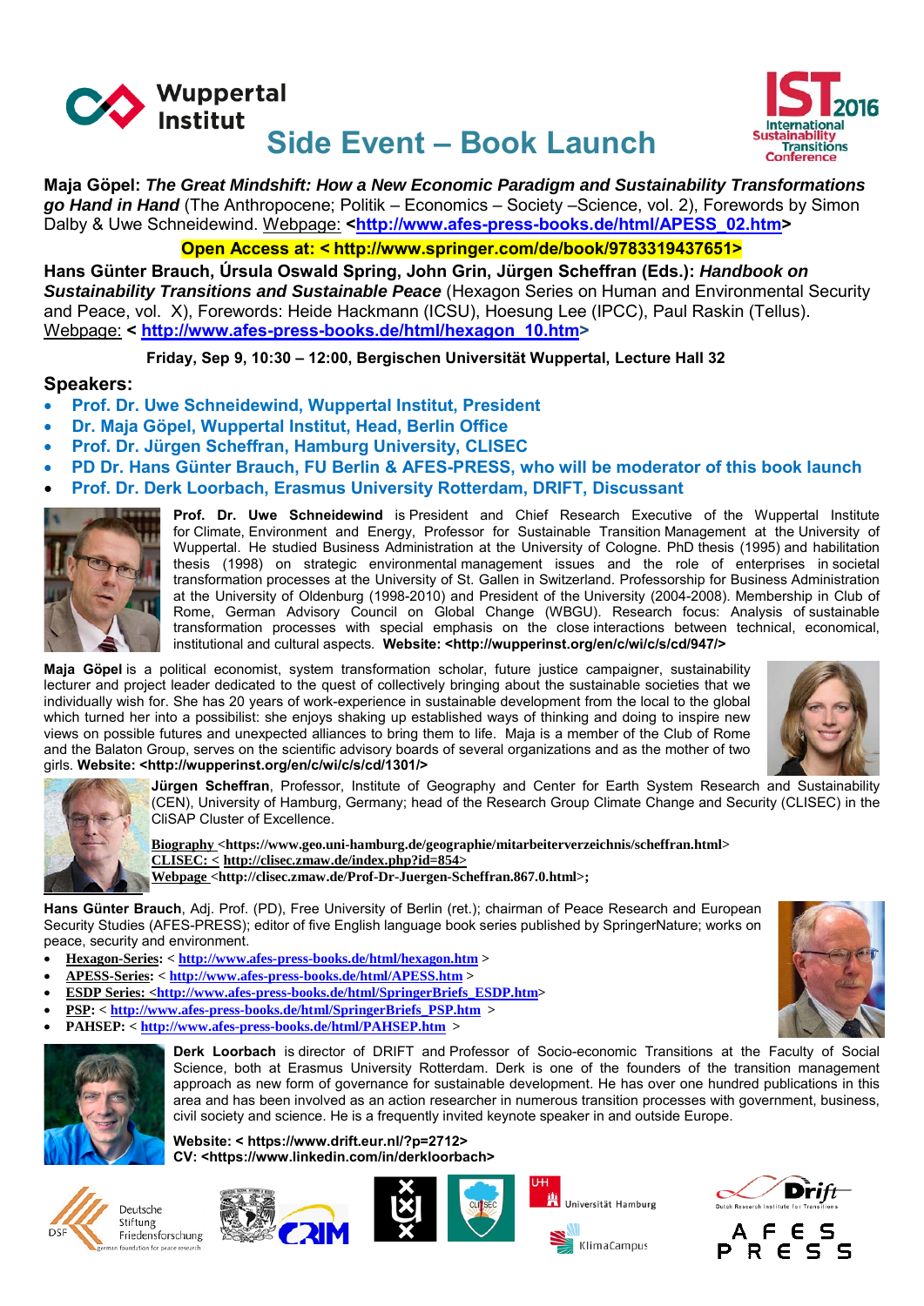Wuppertal Institut

# Side Event – Book Launch

IST 2016 International Sustainability Transitions Conference

**Maja Göpel: *The Great Mindshift: How a New Economic Paradigm and Sustainability Transformations go Hand in Hand*** (The Anthropocene; Politik – Economics – Society –Science, vol. 2), Forewords by Simon Dalby & Uwe Schneidewind. Webpage: **<http://www.afes-press-books.de/html/APESS_02.htm>**

**Open Access at: < http://www.springer.com/de/book/9783319437651>**

**Hans Günter Brauch, Úrsula Oswald Spring, John Grin, Jürgen Scheffran (Eds.): *Handbook on Sustainability Transitions and Sustainable Peace*** (Hexagon Series on Human and Environmental Security and Peace, vol. X), Forewords: Heide Hackmann (ICSU), Hoesung Lee (IPCC), Paul Raskin (Tellus). Webpage: **< http://www.afes-press-books.de/html/hexagon_10.htm>**

**Friday, Sep 9, 10:30 – 12:00, Bergischen Universität Wuppertal, Lecture Hall 32**

## Speakers:

- **Prof. Dr. Uwe Schneidewind, Wuppertal Institut, President**
- **Dr. Maja Göpel, Wuppertal Institut, Head, Berlin Office**
- **Prof. Dr. Jürgen Scheffran, Hamburg University, CLISEC**
- **PD Dr. Hans Günter Brauch, FU Berlin & AFES-PRESS, who will be moderator of this book launch**
- **Prof. Dr. Derk Loorbach, Erasmus University Rotterdam, DRIFT, Discussant**

**Prof. Dr. Uwe Schneidewind** is President and Chief Research Executive of the Wuppertal Institute for Climate, Environment and Energy, Professor for Sustainable Transition Management at the University of Wuppertal. He studied Business Administration at the University of Cologne. PhD thesis (1995) and habilitation thesis (1998) on strategic environmental management issues and the role of enterprises in societal transformation processes at the University of St. Gallen in Switzerland. Professorship for Business Administration at the University of Oldenburg (1998-2010) and President of the University (2004-2008). Membership in Club of Rome, German Advisory Council on Global Change (WBGU). Research focus: Analysis of sustainable transformation processes with special emphasis on the close interactions between technical, economical, institutional and cultural aspects. **Website: <http://wupperinst.org/en/c/wi/c/s/cd/947/>**

**Maja Göpel** is a political economist, system transformation scholar, future justice campaigner, sustainability lecturer and project leader dedicated to the quest of collectively bringing about the sustainable societies that we individually wish for. She has 20 years of work-experience in sustainable development from the local to the global which turned her into a possibilist: she enjoys shaking up established ways of thinking and doing to inspire new views on possible futures and unexpected alliances to bring them to life. Maja is a member of the Club of Rome and the Balaton Group, serves on the scientific advisory boards of several organizations and as the mother of two girls. **Website: <http://wupperinst.org/en/c/wi/c/s/cd/1301/>**

**Jürgen Scheffran**, Professor, Institute of Geography and Center for Earth System Research and Sustainability (CEN), University of Hamburg, Germany; head of the Research Group Climate Change and Security (CLISEC) in the CliSAP Cluster of Excellence.

**Biography <https://www.geo.uni-hamburg.de/geographie/mitarbeiterverzeichnis/scheffran.html>**
**CLISEC: < http://clisec.zmaw.de/index.php?id=854>**
**Webpage <http://clisec.zmaw.de/Prof-Dr-Juergen-Scheffran.867.0.html>;**

**Hans Günter Brauch**, Adj. Prof. (PD), Free University of Berlin (ret.); chairman of Peace Research and European Security Studies (AFES-PRESS); editor of five English language book series published by SpringerNature; works on peace, security and environment.

- **Hexagon-Series: < http://www.afes-press-books.de/html/hexagon.htm >**
- **APESS-Series: < http://www.afes-press-books.de/html/APESS.htm >**
- **ESDP Series: <http://www.afes-press-books.de/html/SpringerBriefs_ESDP.htm>**
- **PSP: < http://www.afes-press-books.de/html/SpringerBriefs_PSP.htm >**
- **PAHSEP: < http://www.afes-press-books.de/html/PAHSEP.htm >**

**Derk Loorbach** is director of DRIFT and Professor of Socio-economic Transitions at the Faculty of Social Science, both at Erasmus University Rotterdam. Derk is one of the founders of the transition management approach as new form of governance for sustainable development. He has over one hundred publications in this area and has been involved as an action researcher in numerous transition processes with government, business, civil society and science. He is a frequently invited keynote speaker in and outside Europe.

**Website: < https://www.drift.eur.nl/?p=2712>**
**CV: <https://www.linkedin.com/in/derkloorbach>**

Deutsche Stiftung Friedensforschung – german foundation for peace research | CRIM | CLISEC | Universität Hamburg | KlimaCampus | Drift – Dutch Research Institute for Transitions | AFES PRESS